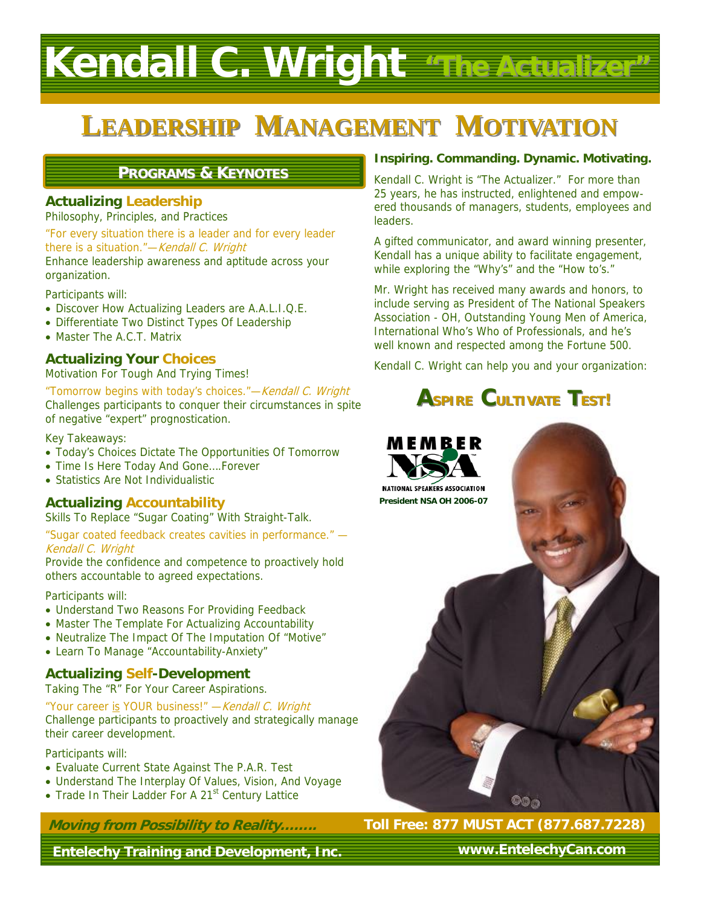# Kendall C. Wright "The Actualizer"

## LEADERSHIP MANAGEMENT MOTIVATION

### PROGRAMS & KEYNOTES

### Actualizing Leadership

Philosophy, Principles, and Practices

"For every situation there is a leader and for every leader there is a situation."—*Kendall C. Wright*

Enhance leadership awareness and aptitude across your organization.

Participants will:

- Discover How Actualizing Leaders are A.A.L.I.Q.E.
- Differentiate Two Distinct Types Of Leadership
- Master The A.C.T. Matrix

### Actualizing Your Choices

Motivation For Tough And Trying Times!

"Tomorrow begins with today's choices."—*Kendall C. Wright*

Challenges participants to conquer their circumstances in spite of negative "expert" prognostication.

Key Takeaways:

- Today's Choices Dictate The Opportunities Of Tomorrow
- Time Is Here Today And Gone….Forever
- Statistics Are Not Individualistic

### Actualizing Accountability

Skills To Replace "Sugar Coating" With Straight-Talk.

"Sugar coated feedback creates cavities in performance." —*Kendall C. Wright*

Provide the confidence and competence to proactively hold others accountable to agreed expectations.

Participants will:

- Understand Two Reasons For Providing Feedback
- Master The Template For Actualizing Accountability
- Neutralize The Impact Of The Imputation Of "Motive"
- Learn To Manage "Accountability-Anxiety"

### Actualizing Self-Development

Taking The "R" For Your Career Aspirations.

"Your career is YOUR business!" —*Kendall C. Wright*

Challenge participants to proactively and strategically manage their career development.

Participants will:

- Evaluate Current State Against The P.A.R. Test
- Understand The Interplay Of Values, Vision, And Voyage
- Trade In Their Ladder For A 21st Century Lattice

**Inspiring. Commanding. Dynamic. Motivating.**

Kendall C. Wright is "The Actualizer." For more than 25 years, he has instructed, enlightened and empowered thousands of managers, students, employees and leaders.

A gifted communicator, and award winning presenter, Kendall has a unique ability to facilitate engagement, while exploring the "Why's" and the "How to's."

Mr. Wright has received many awards and honors, to include serving as President of The National Speakers Association - OH, Outstanding Young Men of America, International Who's Who of Professionals, and he's well known and respected among the Fortune 500.

Kendall C. Wright can help you and your organization:

**ASPIRE CULTIVATE TEST!**

MEMBER NSA NATIONAL SPEAKERS ASSOCIATION

**President NSA OH 2006-07**

***Moving from Possibility to Reality……..*** **Toll Free: 877 MUST ACT (877.687.7228)**

**Entelechy Training and Development, Inc.** **www.EntelechyCan.com**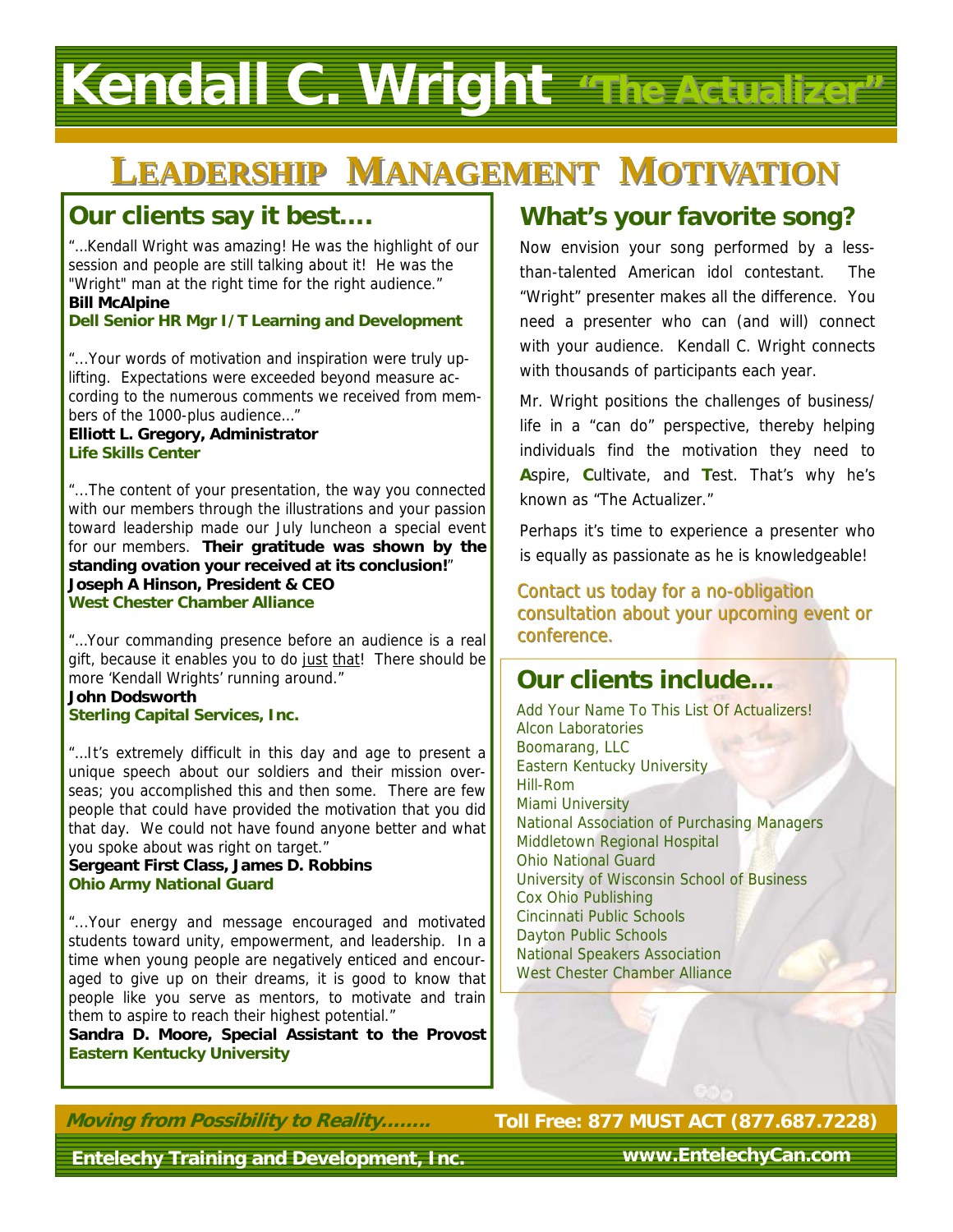# Kendall C. Wright "The Actualizer"

## LEADERSHIP MANAGEMENT MOTIVATION

## Our clients say it best….

"…Kendall Wright was amazing! He was the highlight of our session and people are still talking about it! He was the "Wright" man at the right time for the right audience."

**Bill McAlpine**
**Dell Senior HR Mgr I/T Learning and Development**

"…Your words of motivation and inspiration were truly uplifting. Expectations were exceeded beyond measure according to the numerous comments we received from members of the 1000-plus audience…"

**Elliott L. Gregory, Administrator**
**Life Skills Center**

"…The content of your presentation, the way you connected with our members through the illustrations and your passion toward leadership made our July luncheon a special event for our members. **Their gratitude was shown by the standing ovation your received at its conclusion!**"

**Joseph A Hinson, President & CEO**
**West Chester Chamber Alliance**

"…Your commanding presence before an audience is a real gift, because it enables you to do just that! There should be more 'Kendall Wrights' running around."

**John Dodsworth**
**Sterling Capital Services, Inc.**

"…It's extremely difficult in this day and age to present a unique speech about our soldiers and their mission overseas; you accomplished this and then some. There are few people that could have provided the motivation that you did that day. We could not have found anyone better and what you spoke about was right on target."

**Sergeant First Class, James D. Robbins**
**Ohio Army National Guard**

"…Your energy and message encouraged and motivated students toward unity, empowerment, and leadership. In a time when young people are negatively enticed and encouraged to give up on their dreams, it is good to know that people like you serve as mentors, to motivate and train them to aspire to reach their highest potential."

**Sandra D. Moore, Special Assistant to the Provost**
**Eastern Kentucky University**

## What's your favorite song?

Now envision your song performed by a less-than-talented American idol contestant. The "Wright" presenter makes all the difference. You need a presenter who can (and will) connect with your audience. Kendall C. Wright connects with thousands of participants each year.

Mr. Wright positions the challenges of business/life in a "can do" perspective, thereby helping individuals find the motivation they need to **A**spire, **C**ultivate, and **T**est. That's why he's known as "The Actualizer."

Perhaps it's time to experience a presenter who is equally as passionate as he is knowledgeable!

Contact us today for a no-obligation consultation about your upcoming event or conference.

## Our clients include...

Add Your Name To This List Of Actualizers!
Alcon Laboratories
Boomarang, LLC
Eastern Kentucky University
Hill-Rom
Miami University
National Association of Purchasing Managers
Middletown Regional Hospital
Ohio National Guard
University of Wisconsin School of Business
Cox Ohio Publishing
Cincinnati Public Schools
Dayton Public Schools
National Speakers Association
West Chester Chamber Alliance

***Moving from Possibility to Reality……..***

**Toll Free: 877 MUST ACT (877.687.7228)**

**Entelechy Training and Development, Inc.**

**www.EntelechyCan.com**